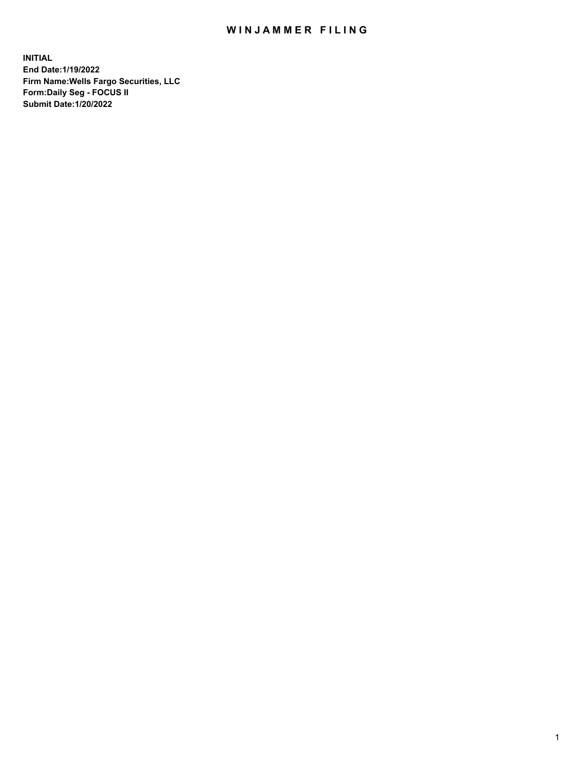# WINJAMMER FILING

**INITIAL**
**End Date:1/19/2022**
**Firm Name:Wells Fargo Securities, LLC**
**Form:Daily Seg - FOCUS II**
**Submit Date:1/20/2022**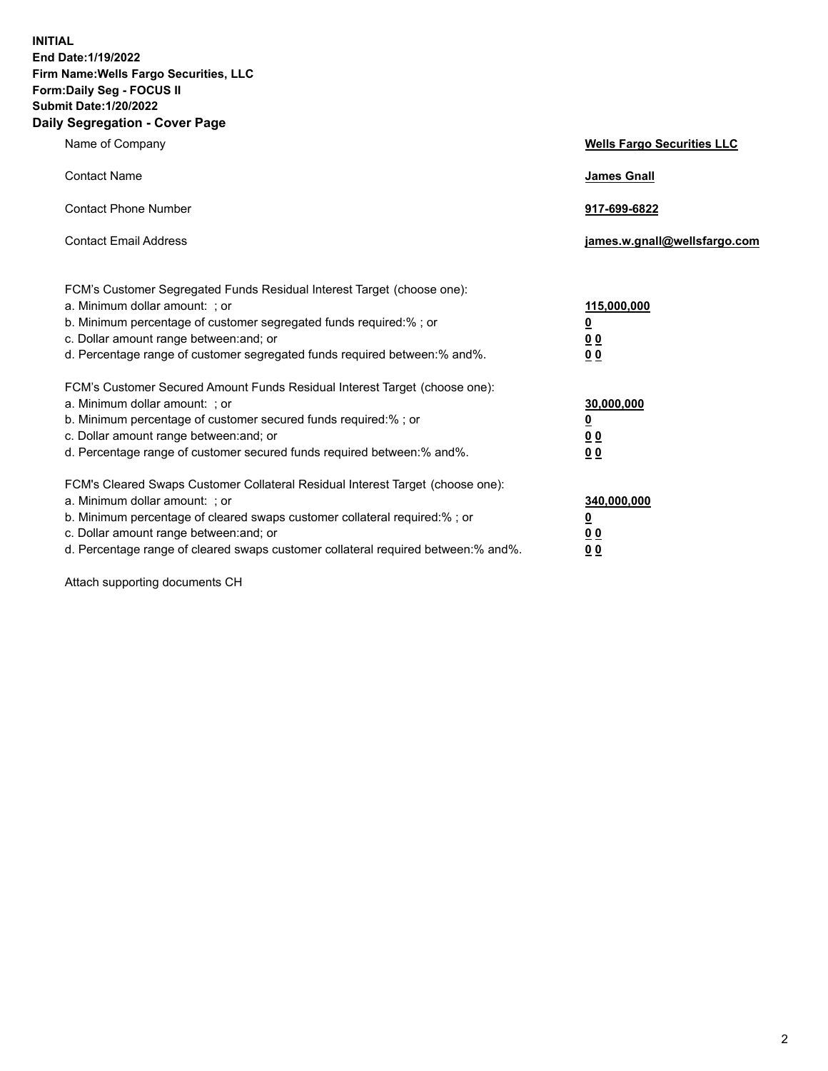**INITIAL**
**End Date:1/19/2022**
**Firm Name:Wells Fargo Securities, LLC**
**Form:Daily Seg - FOCUS II**
**Submit Date:1/20/2022**

## Daily Segregation - Cover Page

| | |
|---|---|
| Name of Company | **Wells Fargo Securities LLC** |
| Contact Name | **James Gnall** |
| Contact Phone Number | **917-699-6822** |
| Contact Email Address | **james.w.gnall@wellsfargo.com** |
| FCM's Customer Segregated Funds Residual Interest Target (choose one): | |
| a. Minimum dollar amount: ; or | **115,000,000** |
| b. Minimum percentage of customer segregated funds required:% ; or | **0** |
| c. Dollar amount range between:and; or | **0 0** |
| d. Percentage range of customer segregated funds required between:% and%. | **0 0** |
| FCM's Customer Secured Amount Funds Residual Interest Target (choose one): | |
| a. Minimum dollar amount: ; or | **30,000,000** |
| b. Minimum percentage of customer secured funds required:% ; or | **0** |
| c. Dollar amount range between:and; or | **0 0** |
| d. Percentage range of customer secured funds required between:% and%. | **0 0** |
| FCM's Cleared Swaps Customer Collateral Residual Interest Target (choose one): | |
| a. Minimum dollar amount: ; or | **340,000,000** |
| b. Minimum percentage of cleared swaps customer collateral required:% ; or | **0** |
| c. Dollar amount range between:and; or | **0 0** |
| d. Percentage range of cleared swaps customer collateral required between:% and%. | **0 0** |

Attach supporting documents CH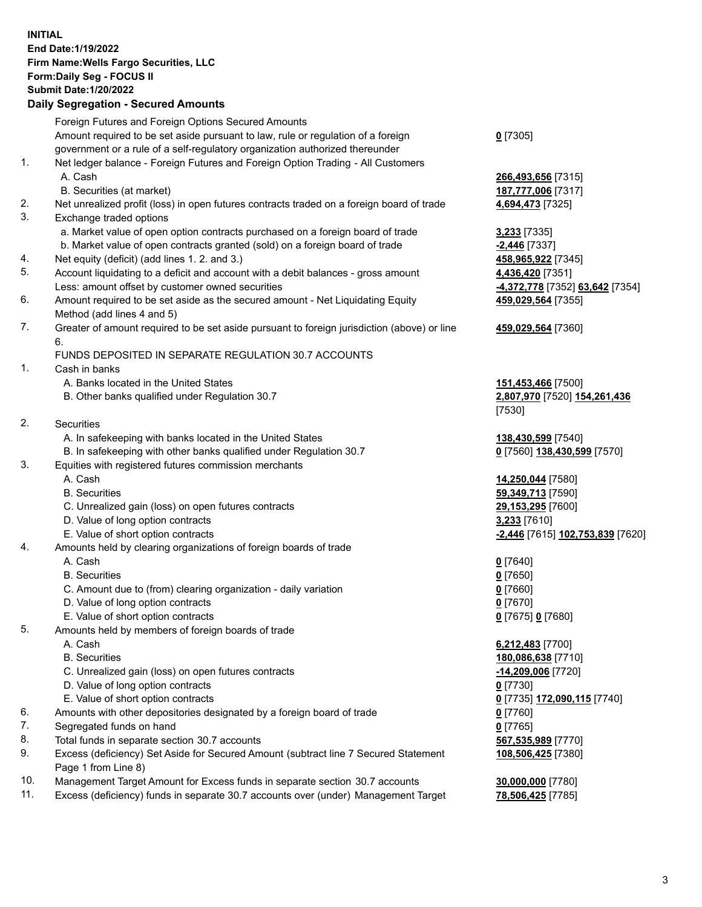**INITIAL**
**End Date:1/19/2022**
**Firm Name:Wells Fargo Securities, LLC**
**Form:Daily Seg - FOCUS II**
**Submit Date:1/20/2022**

## Daily Segregation - Secured Amounts

| | | |
|---|---|---|
| | Foreign Futures and Foreign Options Secured Amounts | |
| | Amount required to be set aside pursuant to law, rule or regulation of a foreign government or a rule of a self-regulatory organization authorized thereunder | **0** [7305] |
| 1. | Net ledger balance - Foreign Futures and Foreign Option Trading - All Customers | |
| | A. Cash | **266,493,656** [7315] |
| | B. Securities (at market) | **187,777,006** [7317] |
| 2. | Net unrealized profit (loss) in open futures contracts traded on a foreign board of trade | **4,694,473** [7325] |
| 3. | Exchange traded options | |
| | a. Market value of open option contracts purchased on a foreign board of trade | **3,233** [7335] |
| | b. Market value of open contracts granted (sold) on a foreign board of trade | **-2,446** [7337] |
| 4. | Net equity (deficit) (add lines 1. 2. and 3.) | **458,965,922** [7345] |
| 5. | Account liquidating to a deficit and account with a debit balances - gross amount | **4,436,420** [7351] |
| | Less: amount offset by customer owned securities | **-4,372,778** [7352] **63,642** [7354] |
| 6. | Amount required to be set aside as the secured amount - Net Liquidating Equity Method (add lines 4 and 5) | **459,029,564** [7355] |
| 7. | Greater of amount required to be set aside pursuant to foreign jurisdiction (above) or line 6. | **459,029,564** [7360] |
| | FUNDS DEPOSITED IN SEPARATE REGULATION 30.7 ACCOUNTS | |
| 1. | Cash in banks | |
| | A. Banks located in the United States | **151,453,466** [7500] |
| | B. Other banks qualified under Regulation 30.7 | **2,807,970** [7520] **154,261,436** [7530] |
| 2. | Securities | |
| | A. In safekeeping with banks located in the United States | **138,430,599** [7540] |
| | B. In safekeeping with other banks qualified under Regulation 30.7 | **0** [7560] **138,430,599** [7570] |
| 3. | Equities with registered futures commission merchants | |
| | A. Cash | **14,250,044** [7580] |
| | B. Securities | **59,349,713** [7590] |
| | C. Unrealized gain (loss) on open futures contracts | **29,153,295** [7600] |
| | D. Value of long option contracts | **3,233** [7610] |
| | E. Value of short option contracts | **-2,446** [7615] **102,753,839** [7620] |
| 4. | Amounts held by clearing organizations of foreign boards of trade | |
| | A. Cash | **0** [7640] |
| | B. Securities | **0** [7650] |
| | C. Amount due to (from) clearing organization - daily variation | **0** [7660] |
| | D. Value of long option contracts | **0** [7670] |
| | E. Value of short option contracts | **0** [7675] **0** [7680] |
| 5. | Amounts held by members of foreign boards of trade | |
| | A. Cash | **6,212,483** [7700] |
| | B. Securities | **180,086,638** [7710] |
| | C. Unrealized gain (loss) on open futures contracts | **-14,209,006** [7720] |
| | D. Value of long option contracts | **0** [7730] |
| | E. Value of short option contracts | **0** [7735] **172,090,115** [7740] |
| 6. | Amounts with other depositories designated by a foreign board of trade | **0** [7760] |
| 7. | Segregated funds on hand | **0** [7765] |
| 8. | Total funds in separate section 30.7 accounts | **567,535,989** [7770] |
| 9. | Excess (deficiency) Set Aside for Secured Amount (subtract line 7 Secured Statement Page 1 from Line 8) | **108,506,425** [7380] |
| 10. | Management Target Amount for Excess funds in separate section 30.7 accounts | **30,000,000** [7780] |
| 11. | Excess (deficiency) funds in separate 30.7 accounts over (under) Management Target | **78,506,425** [7785] |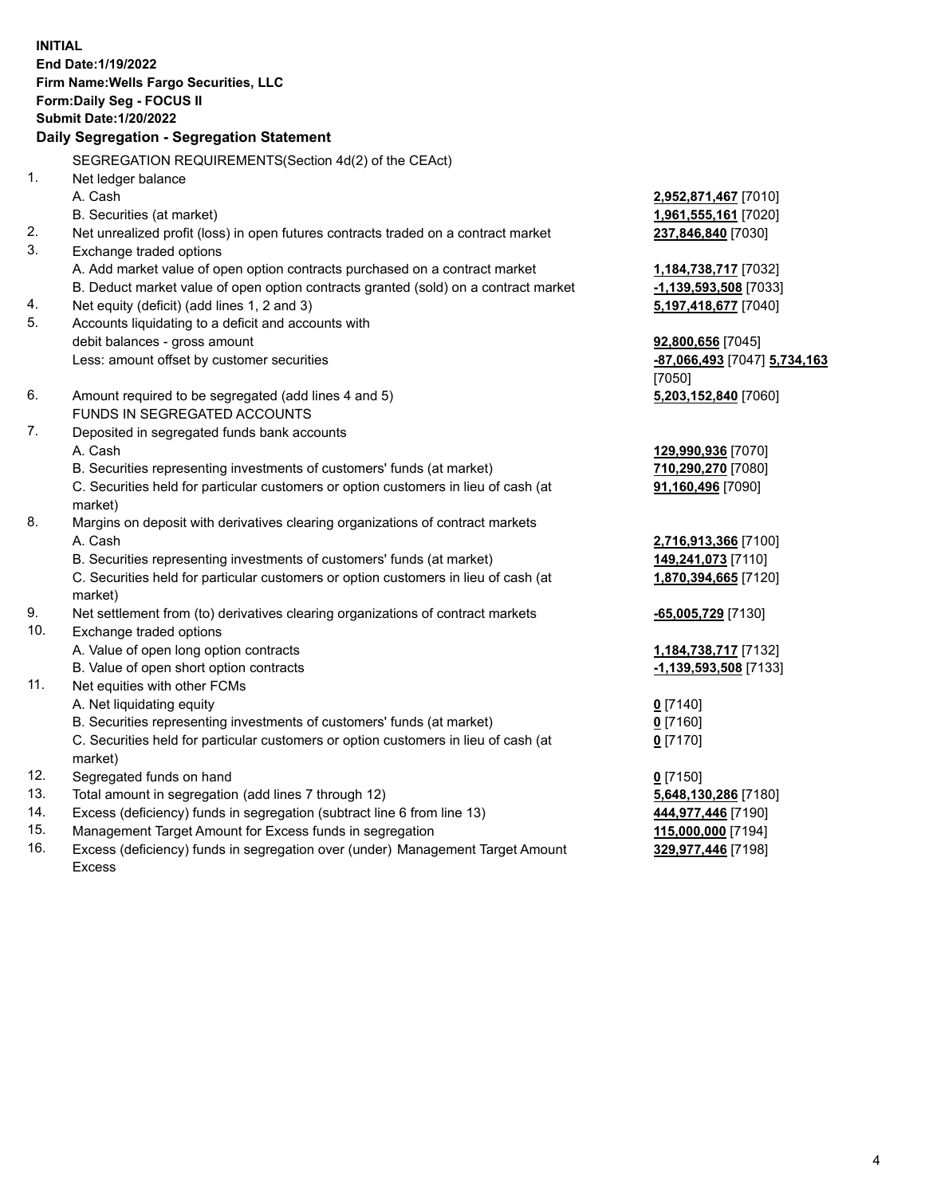**INITIAL**
**End Date:1/19/2022**
**Firm Name:Wells Fargo Securities, LLC**
**Form:Daily Seg - FOCUS II**
**Submit Date:1/20/2022**

## Daily Segregation - Segregation Statement

| | | |
|---|---|---|
| | SEGREGATION REQUIREMENTS(Section 4d(2) of the CEAct) | |
| 1. | Net ledger balance | |
| | A. Cash | **2,952,871,467** [7010] |
| | B. Securities (at market) | **1,961,555,161** [7020] |
| 2. | Net unrealized profit (loss) in open futures contracts traded on a contract market | **237,846,840** [7030] |
| 3. | Exchange traded options | |
| | A. Add market value of open option contracts purchased on a contract market | **1,184,738,717** [7032] |
| | B. Deduct market value of open option contracts granted (sold) on a contract market | **-1,139,593,508** [7033] |
| 4. | Net equity (deficit) (add lines 1, 2 and 3) | **5,197,418,677** [7040] |
| 5. | Accounts liquidating to a deficit and accounts with debit balances - gross amount | **92,800,656** [7045] |
| | Less: amount offset by customer securities | **-87,066,493** [7047] **5,734,163** [7050] |
| 6. | Amount required to be segregated (add lines 4 and 5) | **5,203,152,840** [7060] |
| | FUNDS IN SEGREGATED ACCOUNTS | |
| 7. | Deposited in segregated funds bank accounts | |
| | A. Cash | **129,990,936** [7070] |
| | B. Securities representing investments of customers' funds (at market) | **710,290,270** [7080] |
| | C. Securities held for particular customers or option customers in lieu of cash (at market) | **91,160,496** [7090] |
| 8. | Margins on deposit with derivatives clearing organizations of contract markets | |
| | A. Cash | **2,716,913,366** [7100] |
| | B. Securities representing investments of customers' funds (at market) | **149,241,073** [7110] |
| | C. Securities held for particular customers or option customers in lieu of cash (at market) | **1,870,394,665** [7120] |
| 9. | Net settlement from (to) derivatives clearing organizations of contract markets | **-65,005,729** [7130] |
| 10. | Exchange traded options | |
| | A. Value of open long option contracts | **1,184,738,717** [7132] |
| | B. Value of open short option contracts | **-1,139,593,508** [7133] |
| 11. | Net equities with other FCMs | |
| | A. Net liquidating equity | **0** [7140] |
| | B. Securities representing investments of customers' funds (at market) | **0** [7160] |
| | C. Securities held for particular customers or option customers in lieu of cash (at market) | **0** [7170] |
| 12. | Segregated funds on hand | **0** [7150] |
| 13. | Total amount in segregation (add lines 7 through 12) | **5,648,130,286** [7180] |
| 14. | Excess (deficiency) funds in segregation (subtract line 6 from line 13) | **444,977,446** [7190] |
| 15. | Management Target Amount for Excess funds in segregation | **115,000,000** [7194] |
| 16. | Excess (deficiency) funds in segregation over (under) Management Target Amount Excess | **329,977,446** [7198] |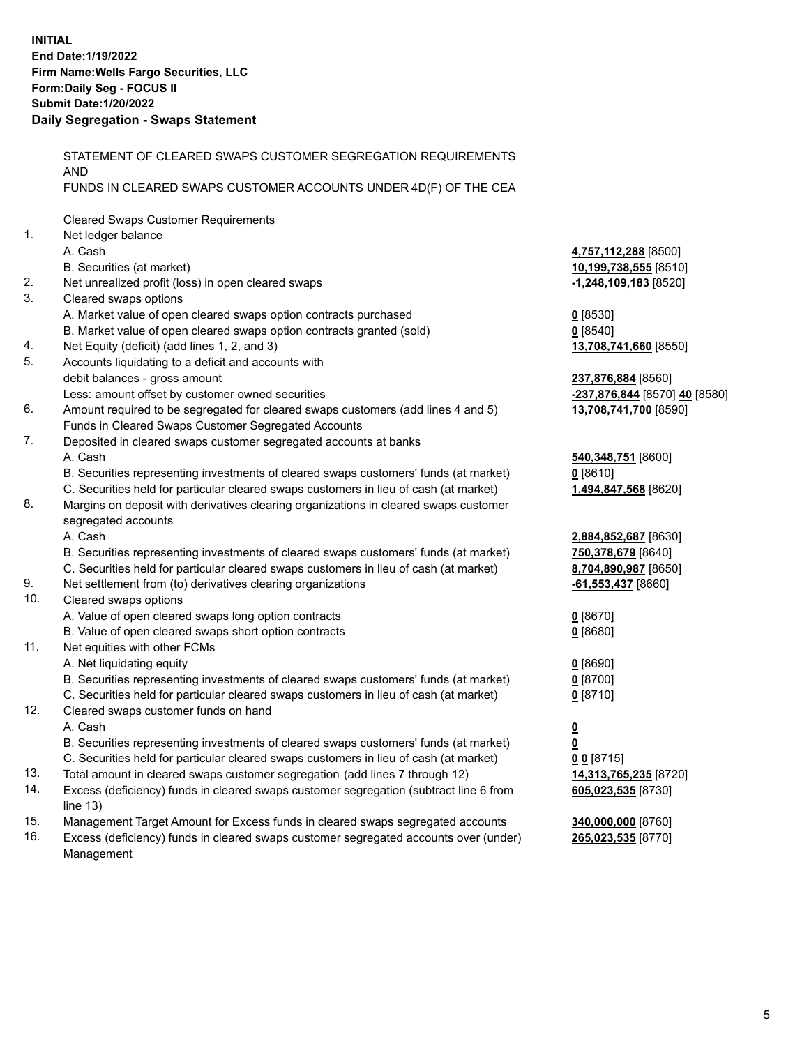**INITIAL**
**End Date:1/19/2022**
**Firm Name:Wells Fargo Securities, LLC**
**Form:Daily Seg - FOCUS II**
**Submit Date:1/20/2022**
**Daily Segregation - Swaps Statement**

STATEMENT OF CLEARED SWAPS CUSTOMER SEGREGATION REQUIREMENTS AND FUNDS IN CLEARED SWAPS CUSTOMER ACCOUNTS UNDER 4D(F) OF THE CEA

| | | |
|---|---|---|
| | Cleared Swaps Customer Requirements | |
| 1. | Net ledger balance | |
| | A. Cash | **4,757,112,288** [8500] |
| | B. Securities (at market) | **10,199,738,555** [8510] |
| 2. | Net unrealized profit (loss) in open cleared swaps | **-1,248,109,183** [8520] |
| 3. | Cleared swaps options | |
| | A. Market value of open cleared swaps option contracts purchased | **0** [8530] |
| | B. Market value of open cleared swaps option contracts granted (sold) | **0** [8540] |
| 4. | Net Equity (deficit) (add lines 1, 2, and 3) | **13,708,741,660** [8550] |
| 5. | Accounts liquidating to a deficit and accounts with debit balances - gross amount | **237,876,884** [8560] |
| | Less: amount offset by customer owned securities | **-237,876,844** [8570] **40** [8580] |
| 6. | Amount required to be segregated for cleared swaps customers (add lines 4 and 5) | **13,708,741,700** [8590] |
| | Funds in Cleared Swaps Customer Segregated Accounts | |
| 7. | Deposited in cleared swaps customer segregated accounts at banks | |
| | A. Cash | **540,348,751** [8600] |
| | B. Securities representing investments of cleared swaps customers' funds (at market) | **0** [8610] |
| | C. Securities held for particular cleared swaps customers in lieu of cash (at market) | **1,494,847,568** [8620] |
| 8. | Margins on deposit with derivatives clearing organizations in cleared swaps customer segregated accounts | |
| | A. Cash | **2,884,852,687** [8630] |
| | B. Securities representing investments of cleared swaps customers' funds (at market) | **750,378,679** [8640] |
| | C. Securities held for particular cleared swaps customers in lieu of cash (at market) | **8,704,890,987** [8650] |
| 9. | Net settlement from (to) derivatives clearing organizations | **-61,553,437** [8660] |
| 10. | Cleared swaps options | |
| | A. Value of open cleared swaps long option contracts | **0** [8670] |
| | B. Value of open cleared swaps short option contracts | **0** [8680] |
| 11. | Net equities with other FCMs | |
| | A. Net liquidating equity | **0** [8690] |
| | B. Securities representing investments of cleared swaps customers' funds (at market) | **0** [8700] |
| | C. Securities held for particular cleared swaps customers in lieu of cash (at market) | **0** [8710] |
| 12. | Cleared swaps customer funds on hand | |
| | A. Cash | **0** |
| | B. Securities representing investments of cleared swaps customers' funds (at market) | **0** |
| | C. Securities held for particular cleared swaps customers in lieu of cash (at market) | **0** **0** [8715] |
| 13. | Total amount in cleared swaps customer segregation (add lines 7 through 12) | **14,313,765,235** [8720] |
| 14. | Excess (deficiency) funds in cleared swaps customer segregation (subtract line 6 from line 13) | **605,023,535** [8730] |
| 15. | Management Target Amount for Excess funds in cleared swaps segregated accounts | **340,000,000** [8760] |
| 16. | Excess (deficiency) funds in cleared swaps customer segregated accounts over (under) Management | **265,023,535** [8770] |